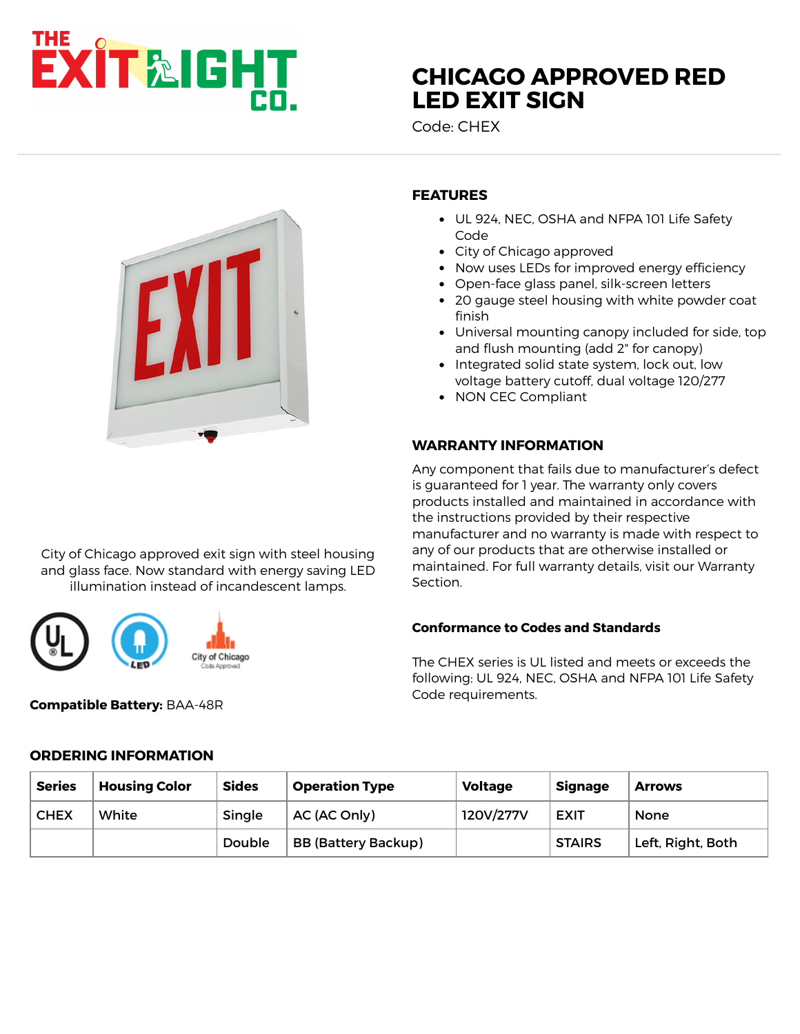# CHICAGO APPROVED RED LED EXIT SIGN

Code: CHEX

City of Chicago approved exit sign with steel housing and glass face. Now standard with energy saving LED illumination instead of incandescent lamps.

**Compatible Battery:** BAA-48R

## FEATURES

- UL 924, NEC, OSHA and NFPA 101 Life Safety Code
- City of Chicago approved
- Now uses LEDs for improved energy efficiency
- Open-face glass panel, silk-screen letters
- 20 gauge steel housing with white powder coat finish
- Universal mounting canopy included for side, top and flush mounting (add 2" for canopy)
- Integrated solid state system, lock out, low voltage battery cutoff, dual voltage 120/277
- NON CEC Compliant

## WARRANTY INFORMATION

Any component that fails due to manufacturer's defect is guaranteed for 1 year. The warranty only covers products installed and maintained in accordance with the instructions provided by their respective manufacturer and no warranty is made with respect to any of our products that are otherwise installed or maintained. For full warranty details, visit our Warranty Section.

### Conformance to Codes and Standards

The CHEX series is UL listed and meets or exceeds the following: UL 924, NEC, OSHA and NFPA 101 Life Safety Code requirements.

## ORDERING INFORMATION

| Series | Housing Color | Sides | Operation Type | Voltage | Signage | Arrows |
|---|---|---|---|---|---|---|
| CHEX | White | Single | AC (AC Only) | 120V/277V | EXIT | None |
| | | Double | BB (Battery Backup) | | STAIRS | Left, Right, Both |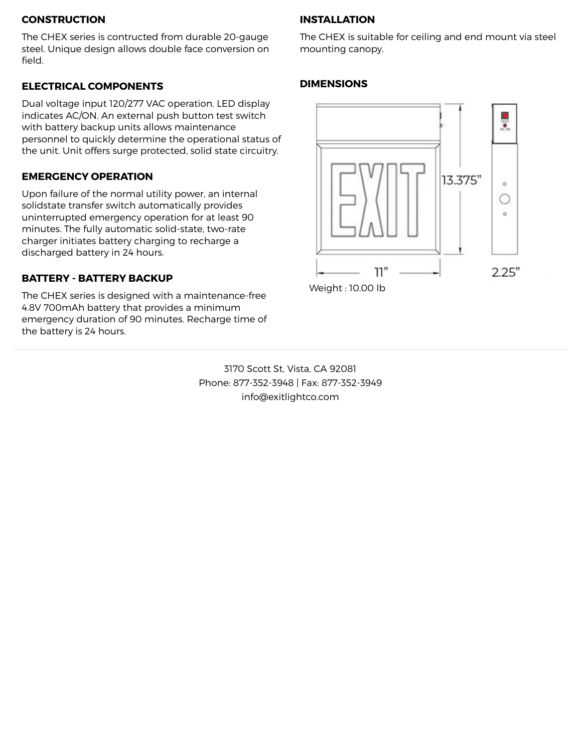## CONSTRUCTION

The CHEX series is contructed from durable 20-gauge steel. Unique design allows double face conversion on field.

## ELECTRICAL COMPONENTS

Dual voltage input 120/277 VAC operation. LED display indicates AC/ON. An external push button test switch with battery backup units allows maintenance personnel to quickly determine the operational status of the unit. Unit offers surge protected, solid state circuitry.

## EMERGENCY OPERATION

Upon failure of the normal utility power, an internal solidstate transfer switch automatically provides uninterrupted emergency operation for at least 90 minutes. The fully automatic solid-state, two-rate charger initiates battery charging to recharge a discharged battery in 24 hours.

## BATTERY - BATTERY BACKUP

The CHEX series is designed with a maintenance-free 4.8V 700mAh battery that provides a minimum emergency duration of 90 minutes. Recharge time of the battery is 24 hours.

## INSTALLATION

The CHEX is suitable for ceiling and end mount via steel mounting canopy.

## DIMENSIONS

EXIT

TEST

AC ON

13.375"

11"

2.25"

Weight : 10.00 lb

3170 Scott St, Vista, CA 92081
Phone: 877-352-3948 | Fax: 877-352-3949
info@exitlightco.com